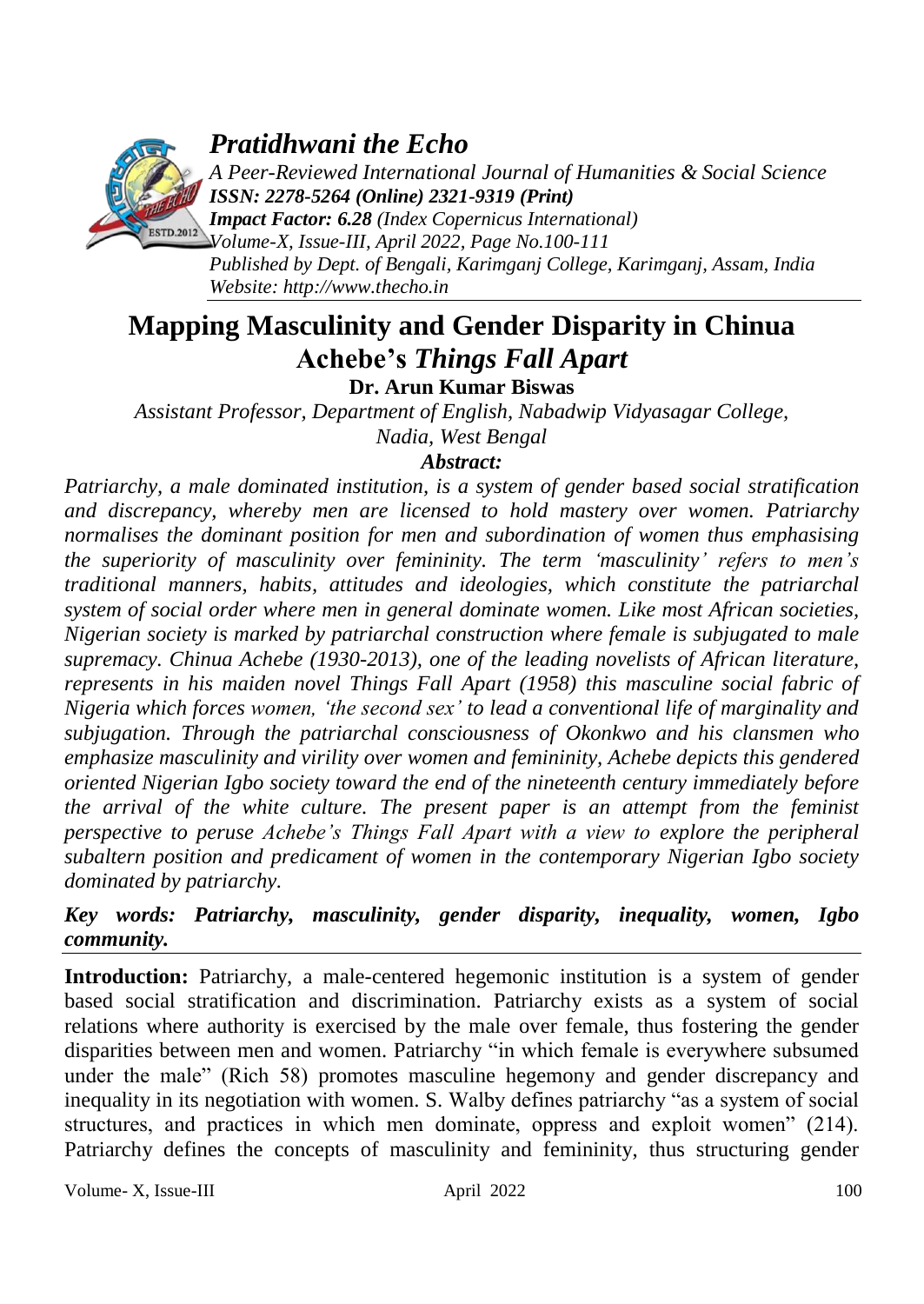# Mapping Masculinity and Gender Disparity in Chinua Achebe's *Things Fall Apart*

**Dr. Arun Kumar Biswas**

*Assistant Professor, Department of English, Nabadwip Vidyasagar College, Nadia, West Bengal*

***Abstract:***

*Patriarchy, a male dominated institution, is a system of gender based social stratification and discrepancy, whereby men are licensed to hold mastery over women. Patriarchy normalises the dominant position for men and subordination of women thus emphasising the superiority of masculinity over femininity. The term 'masculinity' refers to men's traditional manners, habits, attitudes and ideologies, which constitute the patriarchal system of social order where men in general dominate women. Like most African societies, Nigerian society is marked by patriarchal construction where female is subjugated to male supremacy. Chinua Achebe (1930-2013), one of the leading novelists of African literature, represents in his maiden novel Things Fall Apart (1958) this masculine social fabric of Nigeria which forces women, 'the second sex' to lead a conventional life of marginality and subjugation. Through the patriarchal consciousness of Okonkwo and his clansmen who emphasize masculinity and virility over women and femininity, Achebe depicts this gendered oriented Nigerian Igbo society toward the end of the nineteenth century immediately before the arrival of the white culture. The present paper is an attempt from the feminist perspective to peruse Achebe's Things Fall Apart with a view to explore the peripheral subaltern position and predicament of women in the contemporary Nigerian Igbo society dominated by patriarchy.*

***Key words: Patriarchy, masculinity, gender disparity, inequality, women, Igbo community.***

**Introduction:** Patriarchy, a male-centered hegemonic institution is a system of gender based social stratification and discrimination. Patriarchy exists as a system of social relations where authority is exercised by the male over female, thus fostering the gender disparities between men and women. Patriarchy "in which female is everywhere subsumed under the male" (Rich 58) promotes masculine hegemony and gender discrepancy and inequality in its negotiation with women. S. Walby defines patriarchy "as a system of social structures, and practices in which men dominate, oppress and exploit women" (214). Patriarchy defines the concepts of masculinity and femininity, thus structuring gender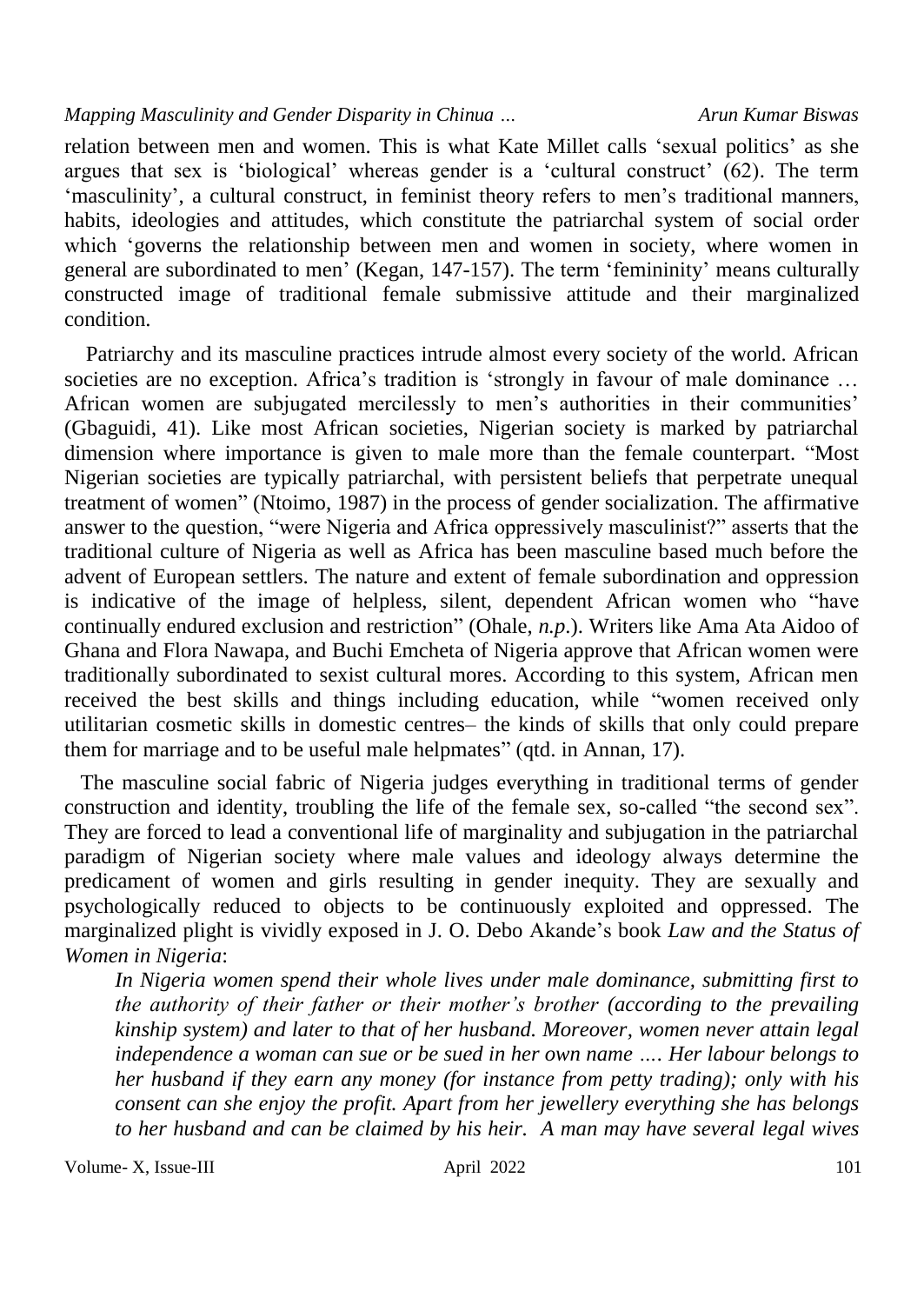relation between men and women. This is what Kate Millet calls 'sexual politics' as she argues that sex is 'biological' whereas gender is a 'cultural construct' (62). The term 'masculinity', a cultural construct, in feminist theory refers to men's traditional manners, habits, ideologies and attitudes, which constitute the patriarchal system of social order which 'governs the relationship between men and women in society, where women in general are subordinated to men' (Kegan, 147-157). The term 'femininity' means culturally constructed image of traditional female submissive attitude and their marginalized condition.

Patriarchy and its masculine practices intrude almost every society of the world. African societies are no exception. Africa's tradition is 'strongly in favour of male dominance … African women are subjugated mercilessly to men's authorities in their communities' (Gbaguidi, 41). Like most African societies, Nigerian society is marked by patriarchal dimension where importance is given to male more than the female counterpart. "Most Nigerian societies are typically patriarchal, with persistent beliefs that perpetrate unequal treatment of women" (Ntoimo, 1987) in the process of gender socialization. The affirmative answer to the question, "were Nigeria and Africa oppressively masculinist?" asserts that the traditional culture of Nigeria as well as Africa has been masculine based much before the advent of European settlers. The nature and extent of female subordination and oppression is indicative of the image of helpless, silent, dependent African women who "have continually endured exclusion and restriction" (Ohale, *n.p.*). Writers like Ama Ata Aidoo of Ghana and Flora Nawapa, and Buchi Emcheta of Nigeria approve that African women were traditionally subordinated to sexist cultural mores. According to this system, African men received the best skills and things including education, while "women received only utilitarian cosmetic skills in domestic centres– the kinds of skills that only could prepare them for marriage and to be useful male helpmates" (qtd. in Annan, 17).

The masculine social fabric of Nigeria judges everything in traditional terms of gender construction and identity, troubling the life of the female sex, so-called "the second sex". They are forced to lead a conventional life of marginality and subjugation in the patriarchal paradigm of Nigerian society where male values and ideology always determine the predicament of women and girls resulting in gender inequity. They are sexually and psychologically reduced to objects to be continuously exploited and oppressed. The marginalized plight is vividly exposed in J. O. Debo Akande's book *Law and the Status of Women in Nigeria*:

> *In Nigeria women spend their whole lives under male dominance, submitting first to the authority of their father or their mother's brother (according to the prevailing kinship system) and later to that of her husband. Moreover, women never attain legal independence a woman can sue or be sued in her own name …. Her labour belongs to her husband if they earn any money (for instance from petty trading); only with his consent can she enjoy the profit. Apart from her jewellery everything she has belongs to her husband and can be claimed by his heir. A man may have several legal wives*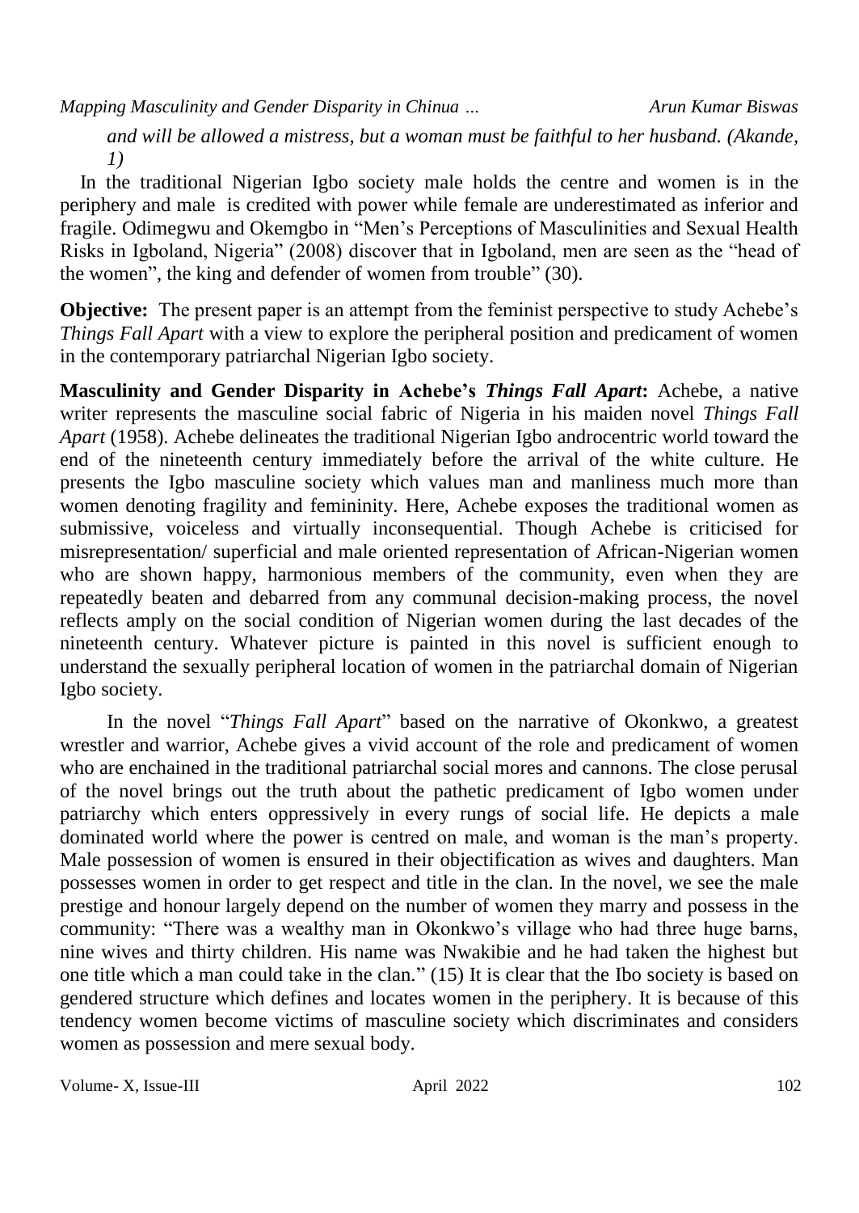*and will be allowed a mistress, but a woman must be faithful to her husband. (Akande, 1)*

In the traditional Nigerian Igbo society male holds the centre and women is in the periphery and male is credited with power while female are underestimated as inferior and fragile. Odimegwu and Okemgbo in "Men's Perceptions of Masculinities and Sexual Health Risks in Igboland, Nigeria" (2008) discover that in Igboland, men are seen as the "head of the women", the king and defender of women from trouble" (30).

**Objective:** The present paper is an attempt from the feminist perspective to study Achebe's *Things Fall Apart* with a view to explore the peripheral position and predicament of women in the contemporary patriarchal Nigerian Igbo society.

**Masculinity and Gender Disparity in Achebe's *Things Fall Apart*:** Achebe, a native writer represents the masculine social fabric of Nigeria in his maiden novel *Things Fall Apart* (1958). Achebe delineates the traditional Nigerian Igbo androcentric world toward the end of the nineteenth century immediately before the arrival of the white culture. He presents the Igbo masculine society which values man and manliness much more than women denoting fragility and femininity. Here, Achebe exposes the traditional women as submissive, voiceless and virtually inconsequential. Though Achebe is criticised for misrepresentation/ superficial and male oriented representation of African-Nigerian women who are shown happy, harmonious members of the community, even when they are repeatedly beaten and debarred from any communal decision-making process, the novel reflects amply on the social condition of Nigerian women during the last decades of the nineteenth century. Whatever picture is painted in this novel is sufficient enough to understand the sexually peripheral location of women in the patriarchal domain of Nigerian Igbo society.

In the novel "*Things Fall Apart*" based on the narrative of Okonkwo, a greatest wrestler and warrior, Achebe gives a vivid account of the role and predicament of women who are enchained in the traditional patriarchal social mores and cannons. The close perusal of the novel brings out the truth about the pathetic predicament of Igbo women under patriarchy which enters oppressively in every rungs of social life. He depicts a male dominated world where the power is centred on male, and woman is the man's property. Male possession of women is ensured in their objectification as wives and daughters. Man possesses women in order to get respect and title in the clan. In the novel, we see the male prestige and honour largely depend on the number of women they marry and possess in the community: "There was a wealthy man in Okonkwo's village who had three huge barns, nine wives and thirty children. His name was Nwakibie and he had taken the highest but one title which a man could take in the clan." (15) It is clear that the Ibo society is based on gendered structure which defines and locates women in the periphery. It is because of this tendency women become victims of masculine society which discriminates and considers women as possession and mere sexual body.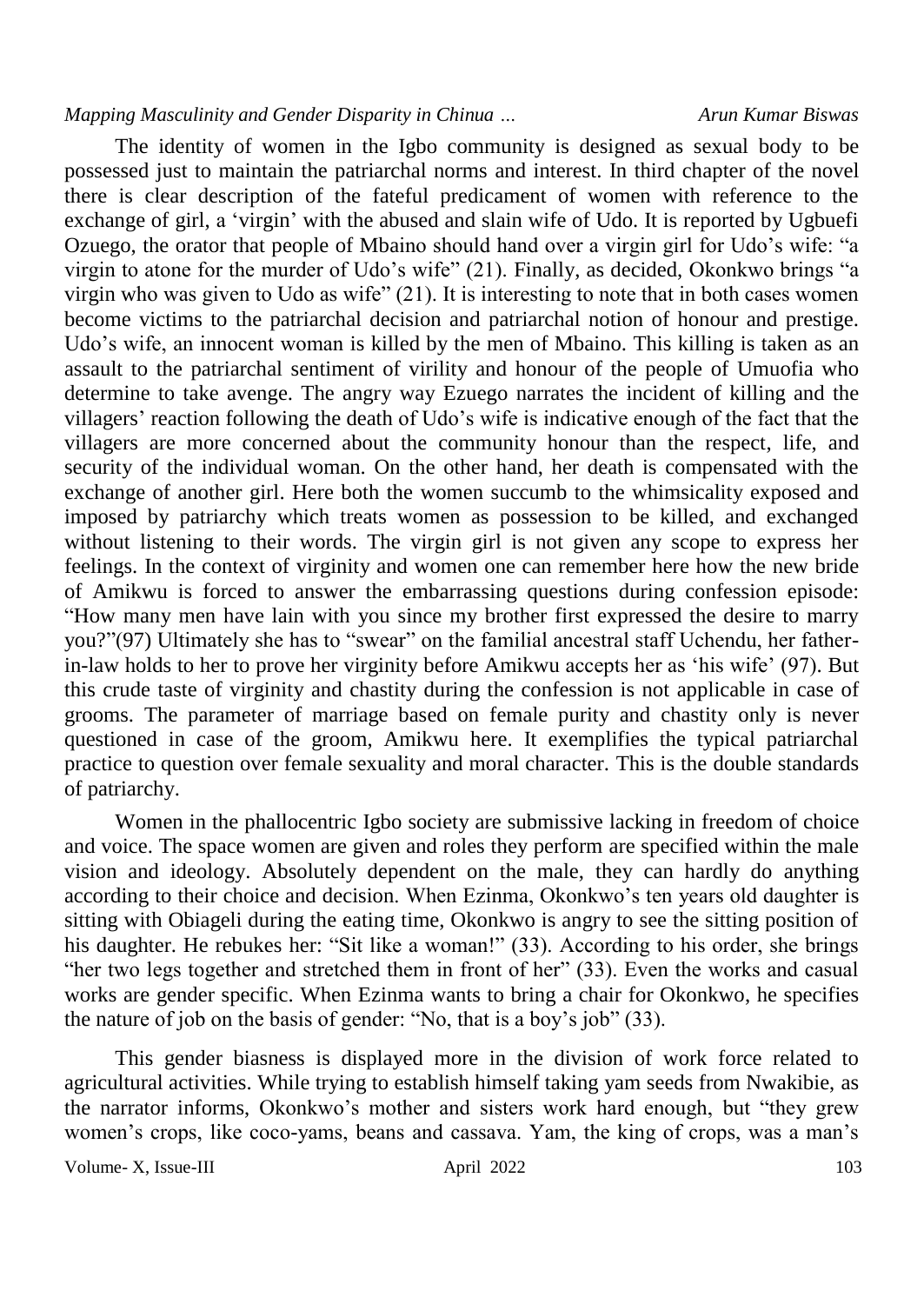The identity of women in the Igbo community is designed as sexual body to be possessed just to maintain the patriarchal norms and interest. In third chapter of the novel there is clear description of the fateful predicament of women with reference to the exchange of girl, a 'virgin' with the abused and slain wife of Udo. It is reported by Ugbuefi Ozuego, the orator that people of Mbaino should hand over a virgin girl for Udo's wife: "a virgin to atone for the murder of Udo's wife" (21). Finally, as decided, Okonkwo brings "a virgin who was given to Udo as wife" (21). It is interesting to note that in both cases women become victims to the patriarchal decision and patriarchal notion of honour and prestige. Udo's wife, an innocent woman is killed by the men of Mbaino. This killing is taken as an assault to the patriarchal sentiment of virility and honour of the people of Umuofia who determine to take avenge. The angry way Ezuego narrates the incident of killing and the villagers' reaction following the death of Udo's wife is indicative enough of the fact that the villagers are more concerned about the community honour than the respect, life, and security of the individual woman. On the other hand, her death is compensated with the exchange of another girl. Here both the women succumb to the whimsicality exposed and imposed by patriarchy which treats women as possession to be killed, and exchanged without listening to their words. The virgin girl is not given any scope to express her feelings. In the context of virginity and women one can remember here how the new bride of Amikwu is forced to answer the embarrassing questions during confession episode: "How many men have lain with you since my brother first expressed the desire to marry you?"(97) Ultimately she has to "swear" on the familial ancestral staff Uchendu, her father-in-law holds to her to prove her virginity before Amikwu accepts her as 'his wife' (97). But this crude taste of virginity and chastity during the confession is not applicable in case of grooms. The parameter of marriage based on female purity and chastity only is never questioned in case of the groom, Amikwu here. It exemplifies the typical patriarchal practice to question over female sexuality and moral character. This is the double standards of patriarchy.

Women in the phallocentric Igbo society are submissive lacking in freedom of choice and voice. The space women are given and roles they perform are specified within the male vision and ideology. Absolutely dependent on the male, they can hardly do anything according to their choice and decision. When Ezinma, Okonkwo's ten years old daughter is sitting with Obiageli during the eating time, Okonkwo is angry to see the sitting position of his daughter. He rebukes her: "Sit like a woman!" (33). According to his order, she brings "her two legs together and stretched them in front of her" (33). Even the works and casual works are gender specific. When Ezinma wants to bring a chair for Okonkwo, he specifies the nature of job on the basis of gender: "No, that is a boy's job" (33).

This gender biasness is displayed more in the division of work force related to agricultural activities. While trying to establish himself taking yam seeds from Nwakibie, as the narrator informs, Okonkwo's mother and sisters work hard enough, but "they grew women's crops, like coco-yams, beans and cassava. Yam, the king of crops, was a man's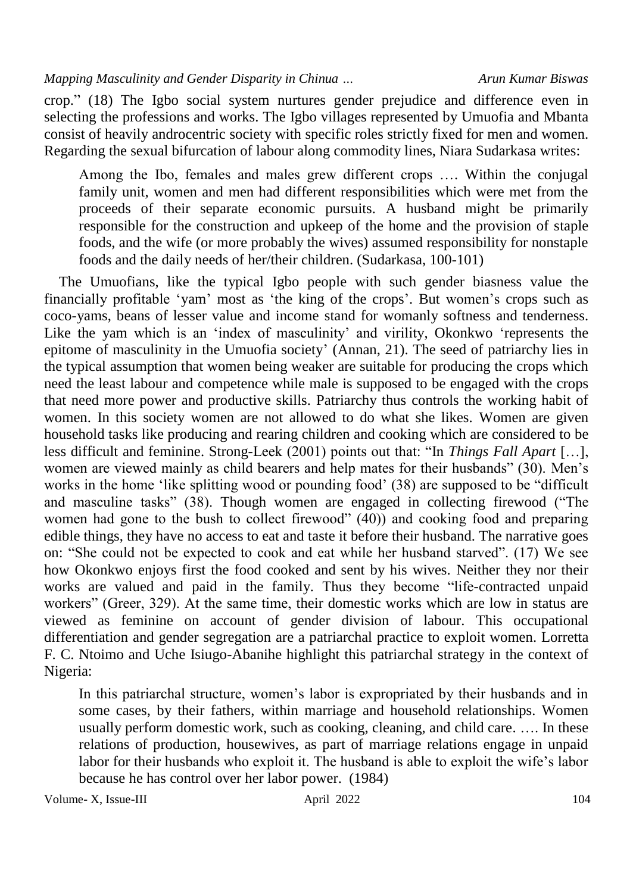crop." (18) The Igbo social system nurtures gender prejudice and difference even in selecting the professions and works. The Igbo villages represented by Umuofia and Mbanta consist of heavily androcentric society with specific roles strictly fixed for men and women. Regarding the sexual bifurcation of labour along commodity lines, Niara Sudarkasa writes:

> Among the Ibo, females and males grew different crops …. Within the conjugal family unit, women and men had different responsibilities which were met from the proceeds of their separate economic pursuits. A husband might be primarily responsible for the construction and upkeep of the home and the provision of staple foods, and the wife (or more probably the wives) assumed responsibility for nonstaple foods and the daily needs of her/their children. (Sudarkasa, 100-101)

The Umuofians, like the typical Igbo people with such gender biasness value the financially profitable 'yam' most as 'the king of the crops'. But women's crops such as coco-yams, beans of lesser value and income stand for womanly softness and tenderness. Like the yam which is an 'index of masculinity' and virility, Okonkwo 'represents the epitome of masculinity in the Umuofia society' (Annan, 21). The seed of patriarchy lies in the typical assumption that women being weaker are suitable for producing the crops which need the least labour and competence while male is supposed to be engaged with the crops that need more power and productive skills. Patriarchy thus controls the working habit of women. In this society women are not allowed to do what she likes. Women are given household tasks like producing and rearing children and cooking which are considered to be less difficult and feminine. Strong-Leek (2001) points out that: "In *Things Fall Apart* […], women are viewed mainly as child bearers and help mates for their husbands" (30). Men's works in the home 'like splitting wood or pounding food' (38) are supposed to be "difficult and masculine tasks" (38). Though women are engaged in collecting firewood ("The women had gone to the bush to collect firewood" (40)) and cooking food and preparing edible things, they have no access to eat and taste it before their husband. The narrative goes on: "She could not be expected to cook and eat while her husband starved". (17) We see how Okonkwo enjoys first the food cooked and sent by his wives. Neither they nor their works are valued and paid in the family. Thus they become "life-contracted unpaid workers" (Greer, 329). At the same time, their domestic works which are low in status are viewed as feminine on account of gender division of labour. This occupational differentiation and gender segregation are a patriarchal practice to exploit women. Lorretta F. C. Ntoimo and Uche Isiugo-Abanihe highlight this patriarchal strategy in the context of Nigeria:

> In this patriarchal structure, women's labor is expropriated by their husbands and in some cases, by their fathers, within marriage and household relationships. Women usually perform domestic work, such as cooking, cleaning, and child care. …. In these relations of production, housewives, as part of marriage relations engage in unpaid labor for their husbands who exploit it. The husband is able to exploit the wife's labor because he has control over her labor power. (1984)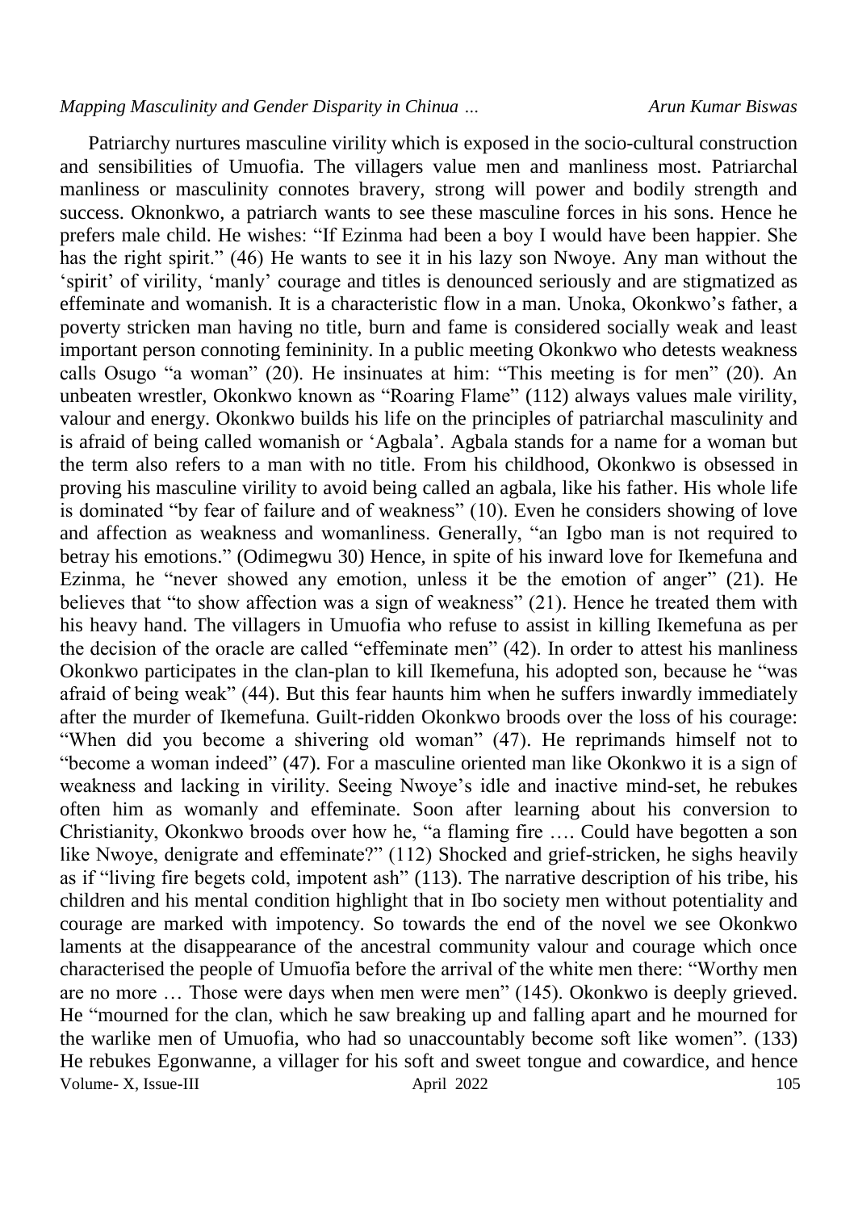Patriarchy nurtures masculine virility which is exposed in the socio-cultural construction and sensibilities of Umuofia. The villagers value men and manliness most. Patriarchal manliness or masculinity connotes bravery, strong will power and bodily strength and success. Oknonkwo, a patriarch wants to see these masculine forces in his sons. Hence he prefers male child. He wishes: "If Ezinma had been a boy I would have been happier. She has the right spirit." (46) He wants to see it in his lazy son Nwoye. Any man without the 'spirit' of virility, 'manly' courage and titles is denounced seriously and are stigmatized as effeminate and womanish. It is a characteristic flow in a man. Unoka, Okonkwo's father, a poverty stricken man having no title, burn and fame is considered socially weak and least important person connoting femininity. In a public meeting Okonkwo who detests weakness calls Osugo "a woman" (20). He insinuates at him: "This meeting is for men" (20). An unbeaten wrestler, Okonkwo known as "Roaring Flame" (112) always values male virility, valour and energy. Okonkwo builds his life on the principles of patriarchal masculinity and is afraid of being called womanish or 'Agbala'. Agbala stands for a name for a woman but the term also refers to a man with no title. From his childhood, Okonkwo is obsessed in proving his masculine virility to avoid being called an agbala, like his father. His whole life is dominated "by fear of failure and of weakness" (10). Even he considers showing of love and affection as weakness and womanliness. Generally, "an Igbo man is not required to betray his emotions." (Odimegwu 30) Hence, in spite of his inward love for Ikemefuna and Ezinma, he "never showed any emotion, unless it be the emotion of anger" (21). He believes that "to show affection was a sign of weakness" (21). Hence he treated them with his heavy hand. The villagers in Umuofia who refuse to assist in killing Ikemefuna as per the decision of the oracle are called "effeminate men" (42). In order to attest his manliness Okonkwo participates in the clan-plan to kill Ikemefuna, his adopted son, because he "was afraid of being weak" (44). But this fear haunts him when he suffers inwardly immediately after the murder of Ikemefuna. Guilt-ridden Okonkwo broods over the loss of his courage: "When did you become a shivering old woman" (47). He reprimands himself not to "become a woman indeed" (47). For a masculine oriented man like Okonkwo it is a sign of weakness and lacking in virility. Seeing Nwoye's idle and inactive mind-set, he rebukes often him as womanly and effeminate. Soon after learning about his conversion to Christianity, Okonkwo broods over how he, "a flaming fire …. Could have begotten a son like Nwoye, denigrate and effeminate?" (112) Shocked and grief-stricken, he sighs heavily as if "living fire begets cold, impotent ash" (113). The narrative description of his tribe, his children and his mental condition highlight that in Ibo society men without potentiality and courage are marked with impotency. So towards the end of the novel we see Okonkwo laments at the disappearance of the ancestral community valour and courage which once characterised the people of Umuofia before the arrival of the white men there: "Worthy men are no more … Those were days when men were men" (145). Okonkwo is deeply grieved. He "mourned for the clan, which he saw breaking up and falling apart and he mourned for the warlike men of Umuofia, who had so unaccountably become soft like women". (133) He rebukes Egonwanne, a villager for his soft and sweet tongue and cowardice, and hence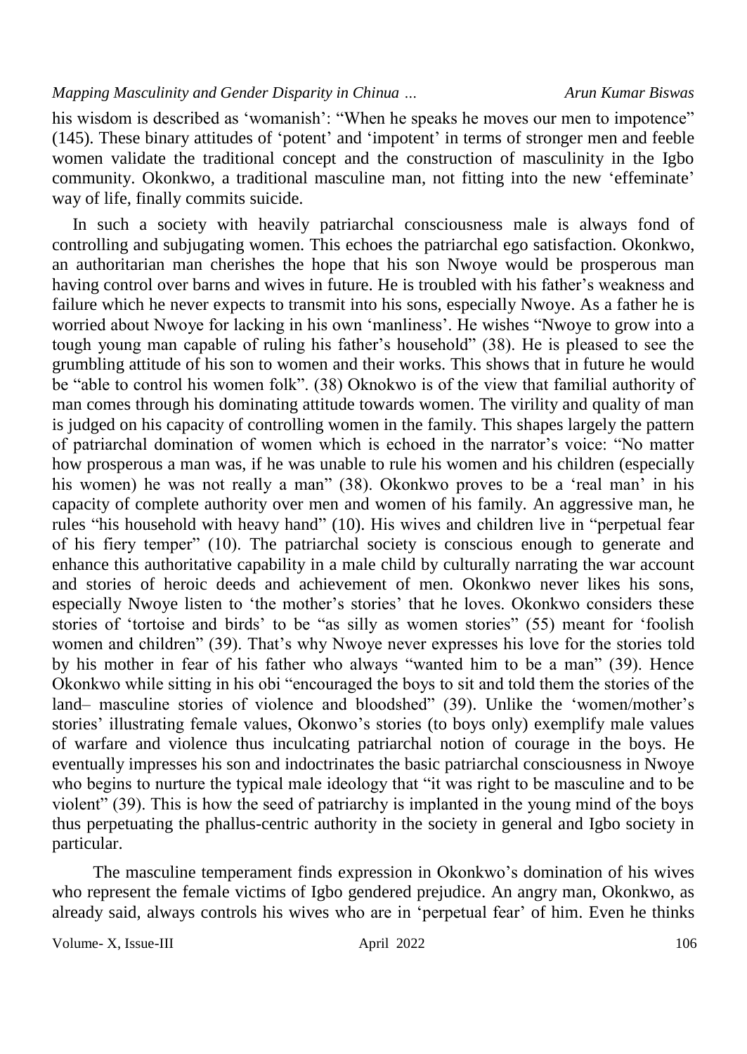his wisdom is described as 'womanish': "When he speaks he moves our men to impotence" (145). These binary attitudes of 'potent' and 'impotent' in terms of stronger men and feeble women validate the traditional concept and the construction of masculinity in the Igbo community. Okonkwo, a traditional masculine man, not fitting into the new 'effeminate' way of life, finally commits suicide.

In such a society with heavily patriarchal consciousness male is always fond of controlling and subjugating women. This echoes the patriarchal ego satisfaction. Okonkwo, an authoritarian man cherishes the hope that his son Nwoye would be prosperous man having control over barns and wives in future. He is troubled with his father's weakness and failure which he never expects to transmit into his sons, especially Nwoye. As a father he is worried about Nwoye for lacking in his own 'manliness'. He wishes "Nwoye to grow into a tough young man capable of ruling his father's household" (38). He is pleased to see the grumbling attitude of his son to women and their works. This shows that in future he would be "able to control his women folk". (38) Oknokwo is of the view that familial authority of man comes through his dominating attitude towards women. The virility and quality of man is judged on his capacity of controlling women in the family. This shapes largely the pattern of patriarchal domination of women which is echoed in the narrator's voice: "No matter how prosperous a man was, if he was unable to rule his women and his children (especially his women) he was not really a man" (38). Okonkwo proves to be a 'real man' in his capacity of complete authority over men and women of his family. An aggressive man, he rules "his household with heavy hand" (10). His wives and children live in "perpetual fear of his fiery temper" (10). The patriarchal society is conscious enough to generate and enhance this authoritative capability in a male child by culturally narrating the war account and stories of heroic deeds and achievement of men. Okonkwo never likes his sons, especially Nwoye listen to 'the mother's stories' that he loves. Okonkwo considers these stories of 'tortoise and birds' to be "as silly as women stories" (55) meant for 'foolish women and children" (39). That's why Nwoye never expresses his love for the stories told by his mother in fear of his father who always "wanted him to be a man" (39). Hence Okonkwo while sitting in his obi "encouraged the boys to sit and told them the stories of the land– masculine stories of violence and bloodshed" (39). Unlike the 'women/mother's stories' illustrating female values, Okonwo's stories (to boys only) exemplify male values of warfare and violence thus inculcating patriarchal notion of courage in the boys. He eventually impresses his son and indoctrinates the basic patriarchal consciousness in Nwoye who begins to nurture the typical male ideology that "it was right to be masculine and to be violent" (39). This is how the seed of patriarchy is implanted in the young mind of the boys thus perpetuating the phallus-centric authority in the society in general and Igbo society in particular.

The masculine temperament finds expression in Okonkwo's domination of his wives who represent the female victims of Igbo gendered prejudice. An angry man, Okonkwo, as already said, always controls his wives who are in 'perpetual fear' of him. Even he thinks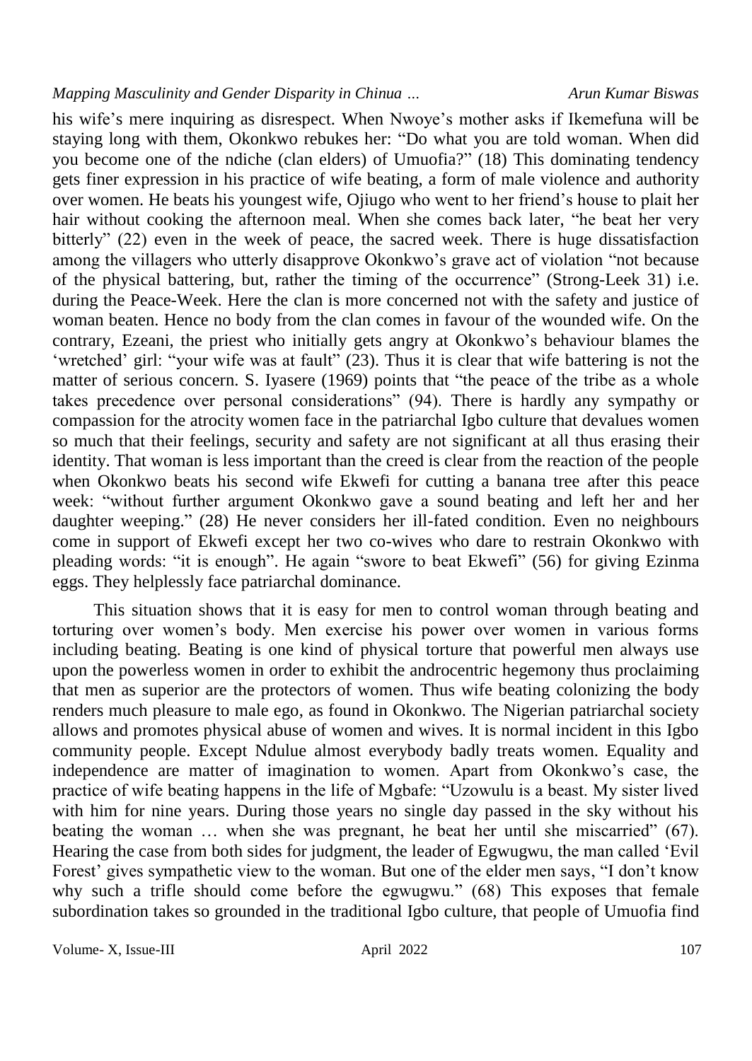his wife's mere inquiring as disrespect. When Nwoye's mother asks if Ikemefuna will be staying long with them, Okonkwo rebukes her: "Do what you are told woman. When did you become one of the ndiche (clan elders) of Umuofia?" (18) This dominating tendency gets finer expression in his practice of wife beating, a form of male violence and authority over women. He beats his youngest wife, Ojiugo who went to her friend's house to plait her hair without cooking the afternoon meal. When she comes back later, "he beat her very bitterly" (22) even in the week of peace, the sacred week. There is huge dissatisfaction among the villagers who utterly disapprove Okonkwo's grave act of violation "not because of the physical battering, but, rather the timing of the occurrence" (Strong-Leek 31) i.e. during the Peace-Week. Here the clan is more concerned not with the safety and justice of woman beaten. Hence no body from the clan comes in favour of the wounded wife. On the contrary, Ezeani, the priest who initially gets angry at Okonkwo's behaviour blames the 'wretched' girl: "your wife was at fault" (23). Thus it is clear that wife battering is not the matter of serious concern. S. Iyasere (1969) points that "the peace of the tribe as a whole takes precedence over personal considerations" (94). There is hardly any sympathy or compassion for the atrocity women face in the patriarchal Igbo culture that devalues women so much that their feelings, security and safety are not significant at all thus erasing their identity. That woman is less important than the creed is clear from the reaction of the people when Okonkwo beats his second wife Ekwefi for cutting a banana tree after this peace week: "without further argument Okonkwo gave a sound beating and left her and her daughter weeping." (28) He never considers her ill-fated condition. Even no neighbours come in support of Ekwefi except her two co-wives who dare to restrain Okonkwo with pleading words: "it is enough". He again "swore to beat Ekwefi" (56) for giving Ezinma eggs. They helplessly face patriarchal dominance.

This situation shows that it is easy for men to control woman through beating and torturing over women's body. Men exercise his power over women in various forms including beating. Beating is one kind of physical torture that powerful men always use upon the powerless women in order to exhibit the androcentric hegemony thus proclaiming that men as superior are the protectors of women. Thus wife beating colonizing the body renders much pleasure to male ego, as found in Okonkwo. The Nigerian patriarchal society allows and promotes physical abuse of women and wives. It is normal incident in this Igbo community people. Except Ndulue almost everybody badly treats women. Equality and independence are matter of imagination to women. Apart from Okonkwo's case, the practice of wife beating happens in the life of Mgbafe: "Uzowulu is a beast. My sister lived with him for nine years. During those years no single day passed in the sky without his beating the woman … when she was pregnant, he beat her until she miscarried" (67). Hearing the case from both sides for judgment, the leader of Egwugwu, the man called 'Evil Forest' gives sympathetic view to the woman. But one of the elder men says, "I don't know why such a trifle should come before the egwugwu." (68) This exposes that female subordination takes so grounded in the traditional Igbo culture, that people of Umuofia find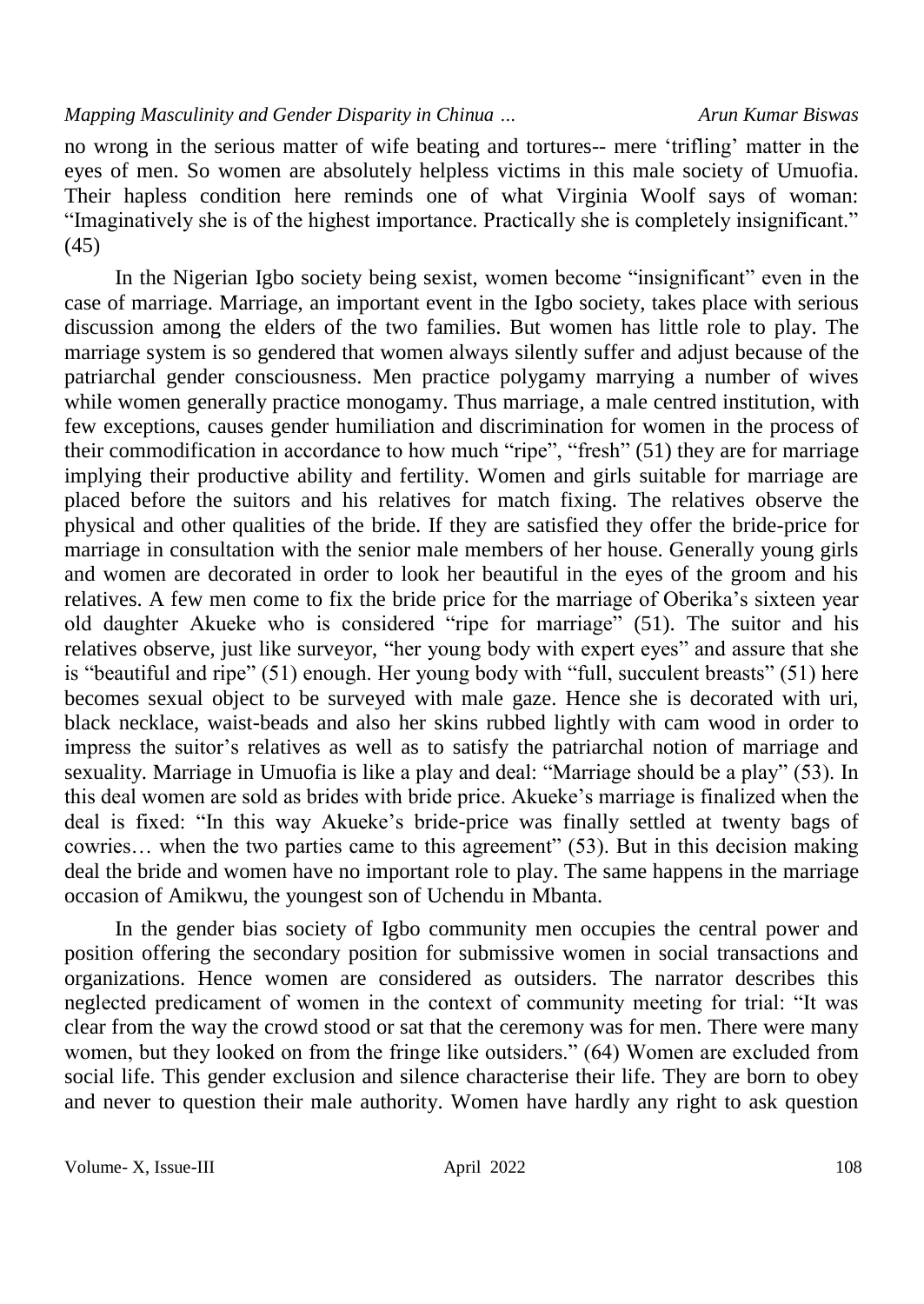no wrong in the serious matter of wife beating and tortures-- mere 'trifling' matter in the eyes of men. So women are absolutely helpless victims in this male society of Umuofia. Their hapless condition here reminds one of what Virginia Woolf says of woman: "Imaginatively she is of the highest importance. Practically she is completely insignificant." (45)

In the Nigerian Igbo society being sexist, women become "insignificant" even in the case of marriage. Marriage, an important event in the Igbo society, takes place with serious discussion among the elders of the two families. But women has little role to play. The marriage system is so gendered that women always silently suffer and adjust because of the patriarchal gender consciousness. Men practice polygamy marrying a number of wives while women generally practice monogamy. Thus marriage, a male centred institution, with few exceptions, causes gender humiliation and discrimination for women in the process of their commodification in accordance to how much "ripe", "fresh" (51) they are for marriage implying their productive ability and fertility. Women and girls suitable for marriage are placed before the suitors and his relatives for match fixing. The relatives observe the physical and other qualities of the bride. If they are satisfied they offer the bride-price for marriage in consultation with the senior male members of her house. Generally young girls and women are decorated in order to look her beautiful in the eyes of the groom and his relatives. A few men come to fix the bride price for the marriage of Oberika's sixteen year old daughter Akueke who is considered "ripe for marriage" (51). The suitor and his relatives observe, just like surveyor, "her young body with expert eyes" and assure that she is "beautiful and ripe" (51) enough. Her young body with "full, succulent breasts" (51) here becomes sexual object to be surveyed with male gaze. Hence she is decorated with uri, black necklace, waist-beads and also her skins rubbed lightly with cam wood in order to impress the suitor's relatives as well as to satisfy the patriarchal notion of marriage and sexuality. Marriage in Umuofia is like a play and deal: "Marriage should be a play" (53). In this deal women are sold as brides with bride price. Akueke's marriage is finalized when the deal is fixed: "In this way Akueke's bride-price was finally settled at twenty bags of cowries… when the two parties came to this agreement" (53). But in this decision making deal the bride and women have no important role to play. The same happens in the marriage occasion of Amikwu, the youngest son of Uchendu in Mbanta.

In the gender bias society of Igbo community men occupies the central power and position offering the secondary position for submissive women in social transactions and organizations. Hence women are considered as outsiders. The narrator describes this neglected predicament of women in the context of community meeting for trial: "It was clear from the way the crowd stood or sat that the ceremony was for men. There were many women, but they looked on from the fringe like outsiders." (64) Women are excluded from social life. This gender exclusion and silence characterise their life. They are born to obey and never to question their male authority. Women have hardly any right to ask question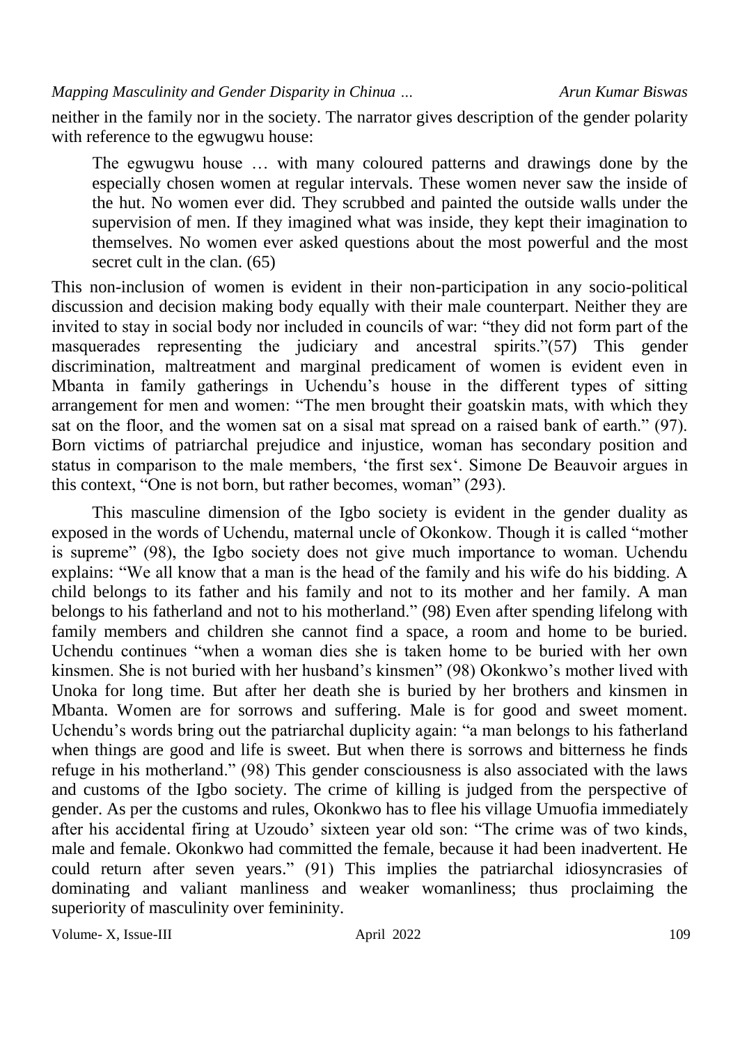neither in the family nor in the society. The narrator gives description of the gender polarity with reference to the egwugwu house:

> The egwugwu house … with many coloured patterns and drawings done by the especially chosen women at regular intervals. These women never saw the inside of the hut. No women ever did. They scrubbed and painted the outside walls under the supervision of men. If they imagined what was inside, they kept their imagination to themselves. No women ever asked questions about the most powerful and the most secret cult in the clan. (65)

This non-inclusion of women is evident in their non-participation in any socio-political discussion and decision making body equally with their male counterpart. Neither they are invited to stay in social body nor included in councils of war: "they did not form part of the masquerades representing the judiciary and ancestral spirits."(57) This gender discrimination, maltreatment and marginal predicament of women is evident even in Mbanta in family gatherings in Uchendu's house in the different types of sitting arrangement for men and women: "The men brought their goatskin mats, with which they sat on the floor, and the women sat on a sisal mat spread on a raised bank of earth." (97). Born victims of patriarchal prejudice and injustice, woman has secondary position and status in comparison to the male members, 'the first sex'. Simone De Beauvoir argues in this context, "One is not born, but rather becomes, woman" (293).

This masculine dimension of the Igbo society is evident in the gender duality as exposed in the words of Uchendu, maternal uncle of Okonkow. Though it is called "mother is supreme" (98), the Igbo society does not give much importance to woman. Uchendu explains: "We all know that a man is the head of the family and his wife do his bidding. A child belongs to its father and his family and not to its mother and her family. A man belongs to his fatherland and not to his motherland." (98) Even after spending lifelong with family members and children she cannot find a space, a room and home to be buried. Uchendu continues "when a woman dies she is taken home to be buried with her own kinsmen. She is not buried with her husband's kinsmen" (98) Okonkwo's mother lived with Unoka for long time. But after her death she is buried by her brothers and kinsmen in Mbanta. Women are for sorrows and suffering. Male is for good and sweet moment. Uchendu's words bring out the patriarchal duplicity again: "a man belongs to his fatherland when things are good and life is sweet. But when there is sorrows and bitterness he finds refuge in his motherland." (98) This gender consciousness is also associated with the laws and customs of the Igbo society. The crime of killing is judged from the perspective of gender. As per the customs and rules, Okonkwo has to flee his village Umuofia immediately after his accidental firing at Uzoudo' sixteen year old son: "The crime was of two kinds, male and female. Okonkwo had committed the female, because it had been inadvertent. He could return after seven years." (91) This implies the patriarchal idiosyncrasies of dominating and valiant manliness and weaker womanliness; thus proclaiming the superiority of masculinity over femininity.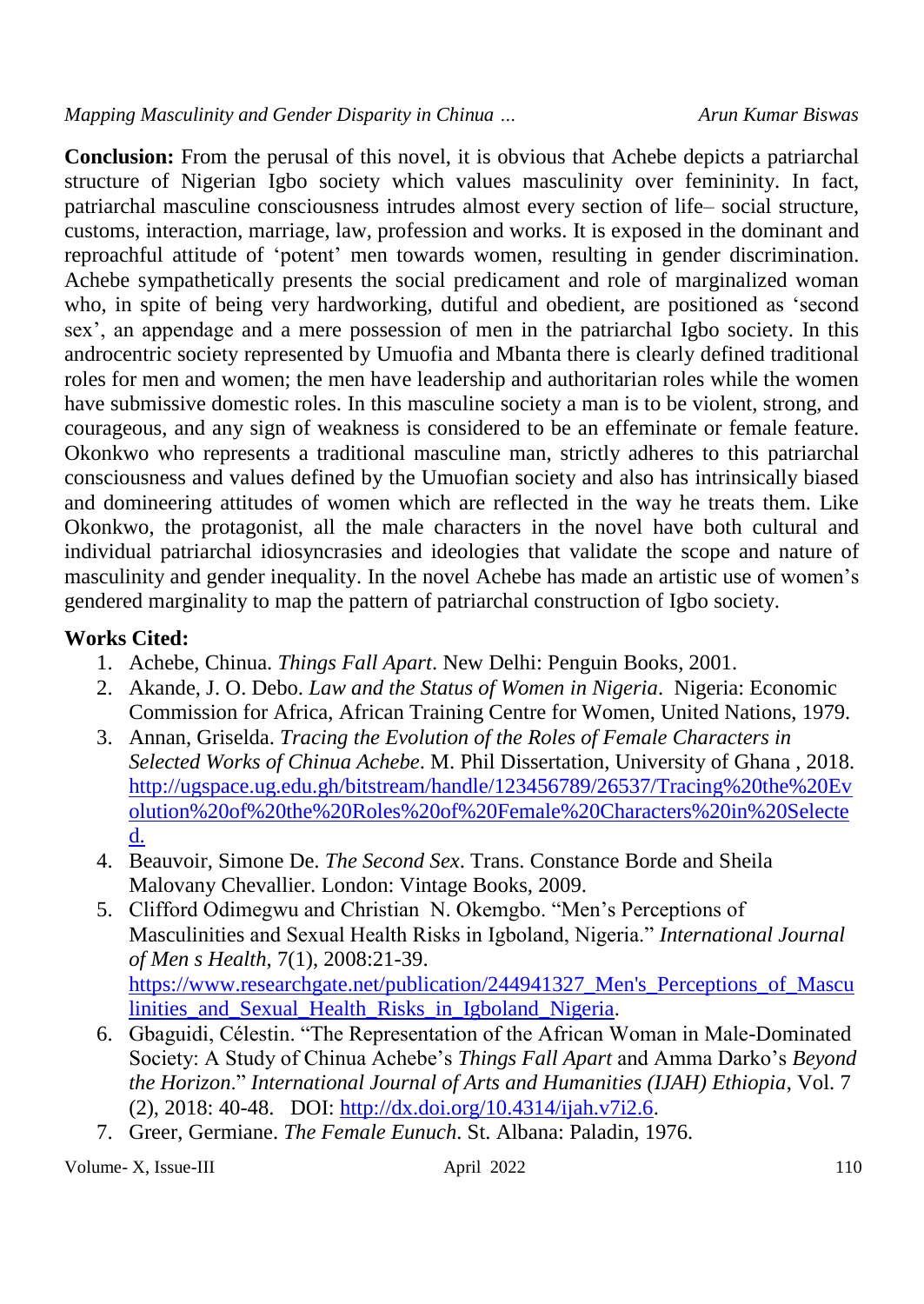**Conclusion:** From the perusal of this novel, it is obvious that Achebe depicts a patriarchal structure of Nigerian Igbo society which values masculinity over femininity. In fact, patriarchal masculine consciousness intrudes almost every section of life– social structure, customs, interaction, marriage, law, profession and works. It is exposed in the dominant and reproachful attitude of 'potent' men towards women, resulting in gender discrimination. Achebe sympathetically presents the social predicament and role of marginalized woman who, in spite of being very hardworking, dutiful and obedient, are positioned as 'second sex', an appendage and a mere possession of men in the patriarchal Igbo society. In this androcentric society represented by Umuofia and Mbanta there is clearly defined traditional roles for men and women; the men have leadership and authoritarian roles while the women have submissive domestic roles. In this masculine society a man is to be violent, strong, and courageous, and any sign of weakness is considered to be an effeminate or female feature. Okonkwo who represents a traditional masculine man, strictly adheres to this patriarchal consciousness and values defined by the Umuofian society and also has intrinsically biased and domineering attitudes of women which are reflected in the way he treats them. Like Okonkwo, the protagonist, all the male characters in the novel have both cultural and individual patriarchal idiosyncrasies and ideologies that validate the scope and nature of masculinity and gender inequality. In the novel Achebe has made an artistic use of women's gendered marginality to map the pattern of patriarchal construction of Igbo society.

**Works Cited:**

1. Achebe, Chinua. *Things Fall Apart*. New Delhi: Penguin Books, 2001.
2. Akande, J. O. Debo. *Law and the Status of Women in Nigeria*. Nigeria: Economic Commission for Africa, African Training Centre for Women, United Nations, 1979.
3. Annan, Griselda. *Tracing the Evolution of the Roles of Female Characters in Selected Works of Chinua Achebe*. M. Phil Dissertation, University of Ghana , 2018. http://ugspace.ug.edu.gh/bitstream/handle/123456789/26537/Tracing%20the%20Evolution%20of%20the%20Roles%20of%20Female%20Characters%20in%20Selected.
4. Beauvoir, Simone De. *The Second Sex*. Trans. Constance Borde and Sheila Malovany Chevallier. London: Vintage Books, 2009.
5. Clifford Odimegwu and Christian N. Okemgbo. "Men's Perceptions of Masculinities and Sexual Health Risks in Igboland, Nigeria." *International Journal of Men s Health*, 7(1), 2008:21-39. https://www.researchgate.net/publication/244941327_Men's_Perceptions_of_Masculinities_and_Sexual_Health_Risks_in_Igboland_Nigeria.
6. Gbaguidi, Célestin. "The Representation of the African Woman in Male-Dominated Society: A Study of Chinua Achebe's *Things Fall Apart* and Amma Darko's *Beyond the Horizon*." *International Journal of Arts and Humanities (IJAH) Ethiopia*, Vol. 7 (2), 2018: 40-48. DOI: http://dx.doi.org/10.4314/ijah.v7i2.6.
7. Greer, Germiane. *The Female Eunuch*. St. Albana: Paladin, 1976.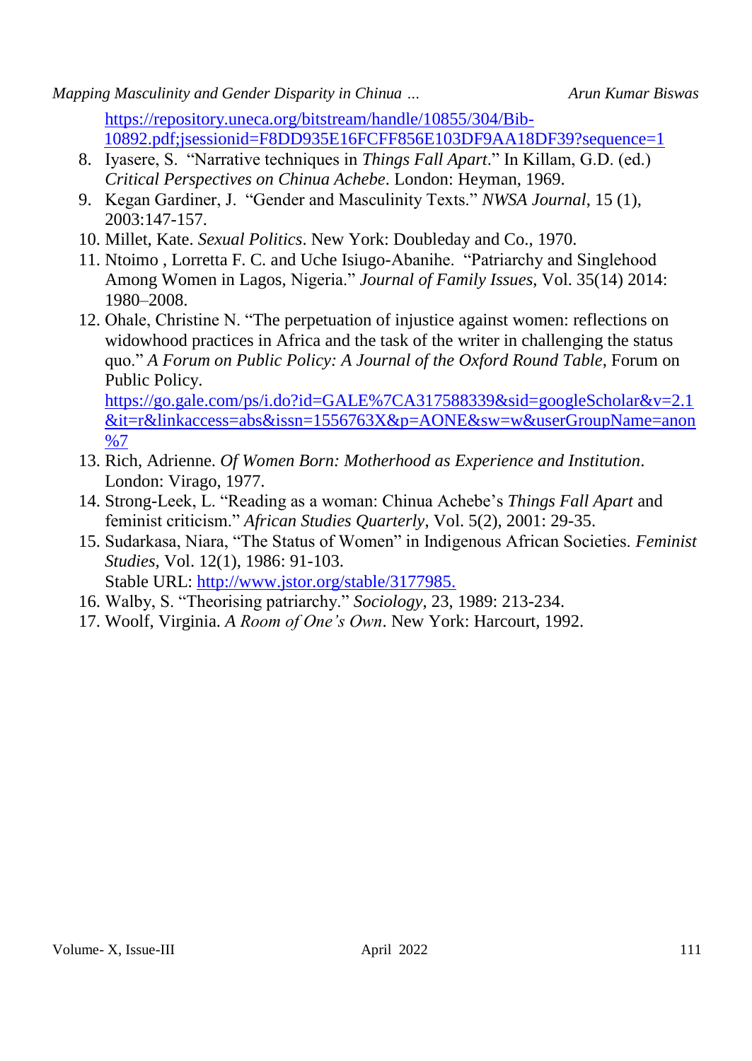https://repository.uneca.org/bitstream/handle/10855/304/Bib-10892.pdf;jsessionid=F8DD935E16FCFF856E103DF9AA18DF39?sequence=1

8. Iyasere, S. "Narrative techniques in *Things Fall Apart*." In Killam, G.D. (ed.) *Critical Perspectives on Chinua Achebe*. London: Heyman, 1969.
9. Kegan Gardiner, J. "Gender and Masculinity Texts." *NWSA Journal*, 15 (1), 2003:147-157.
10. Millet, Kate. *Sexual Politics*. New York: Doubleday and Co., 1970.
11. Ntoimo , Lorretta F. C. and Uche Isiugo-Abanihe. "Patriarchy and Singlehood Among Women in Lagos, Nigeria." *Journal of Family Issues*, Vol. 35(14) 2014: 1980–2008.
12. Ohale, Christine N. "The perpetuation of injustice against women: reflections on widowhood practices in Africa and the task of the writer in challenging the status quo." *A Forum on Public Policy: A Journal of the Oxford Round Table*, Forum on Public Policy. https://go.gale.com/ps/i.do?id=GALE%7CA317588339&sid=googleScholar&v=2.1&it=r&linkaccess=abs&issn=1556763X&p=AONE&sw=w&userGroupName=anon%7
13. Rich, Adrienne. *Of Women Born: Motherhood as Experience and Institution*. London: Virago, 1977.
14. Strong-Leek, L. "Reading as a woman: Chinua Achebe's *Things Fall Apart* and feminist criticism." *African Studies Quarterly*, Vol. 5(2), 2001: 29-35.
15. Sudarkasa, Niara, "The Status of Women" in Indigenous African Societies. *Feminist Studies*, Vol. 12(1), 1986: 91-103. Stable URL: http://www.jstor.org/stable/3177985.
16. Walby, S. "Theorising patriarchy." *Sociology*, 23, 1989: 213-234.
17. Woolf, Virginia. *A Room of One's Own*. New York: Harcourt, 1992.